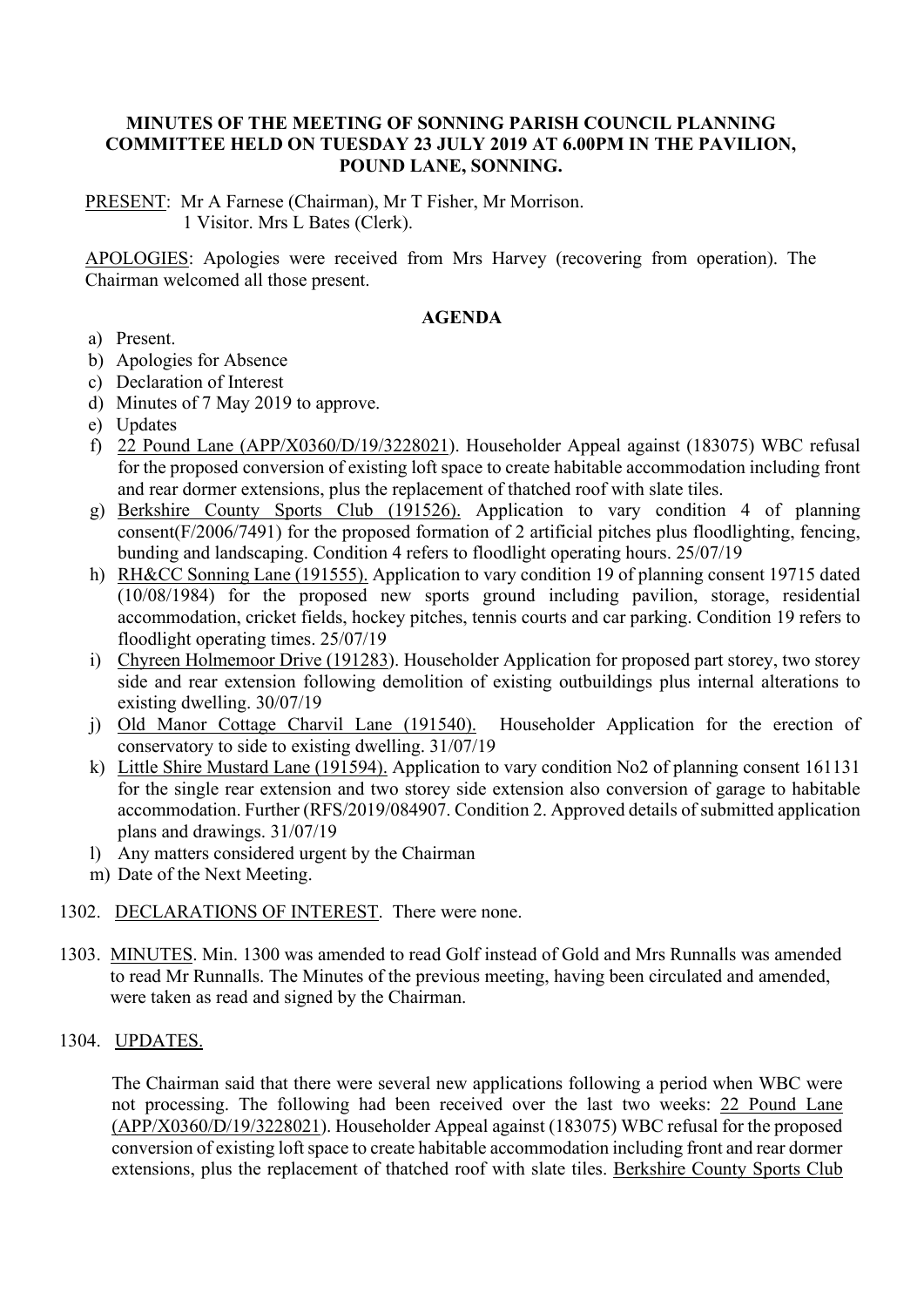**MINUTES OF THE MEETING OF SONNING PARISH COUNCIL PLANNING COMMITTEE HELD ON TUESDAY 23 JULY 2019 AT 6.00PM IN THE PAVILION, POUND LANE, SONNING.**

PRESENT: Mr A Farnese (Chairman), Mr T Fisher, Mr Morrison.
1 Visitor. Mrs L Bates (Clerk).

APOLOGIES: Apologies were received from Mrs Harvey (recovering from operation). The Chairman welcomed all those present.

**AGENDA**

a) Present.
b) Apologies for Absence
c) Declaration of Interest
d) Minutes of 7 May 2019 to approve.
e) Updates
f) 22 Pound Lane (APP/X0360/D/19/3228021). Householder Appeal against (183075) WBC refusal for the proposed conversion of existing loft space to create habitable accommodation including front and rear dormer extensions, plus the replacement of thatched roof with slate tiles.
g) Berkshire County Sports Club (191526). Application to vary condition 4 of planning consent(F/2006/7491) for the proposed formation of 2 artificial pitches plus floodlighting, fencing, bunding and landscaping. Condition 4 refers to floodlight operating hours. 25/07/19
h) RH&CC Sonning Lane (191555). Application to vary condition 19 of planning consent 19715 dated (10/08/1984) for the proposed new sports ground including pavilion, storage, residential accommodation, cricket fields, hockey pitches, tennis courts and car parking. Condition 19 refers to floodlight operating times. 25/07/19
i) Chyreen Holmemoor Drive (191283). Householder Application for proposed part storey, two storey side and rear extension following demolition of existing outbuildings plus internal alterations to existing dwelling. 30/07/19
j) Old Manor Cottage Charvil Lane (191540). Householder Application for the erection of conservatory to side to existing dwelling. 31/07/19
k) Little Shire Mustard Lane (191594). Application to vary condition No2 of planning consent 161131 for the single rear extension and two storey side extension also conversion of garage to habitable accommodation. Further (RFS/2019/084907. Condition 2. Approved details of submitted application plans and drawings. 31/07/19
l) Any matters considered urgent by the Chairman
m) Date of the Next Meeting.

1302. DECLARATIONS OF INTEREST. There were none.

1303. MINUTES. Min. 1300 was amended to read Golf instead of Gold and Mrs Runnalls was amended to read Mr Runnalls. The Minutes of the previous meeting, having been circulated and amended, were taken as read and signed by the Chairman.

1304. UPDATES.

The Chairman said that there were several new applications following a period when WBC were not processing. The following had been received over the last two weeks: 22 Pound Lane (APP/X0360/D/19/3228021). Householder Appeal against (183075) WBC refusal for the proposed conversion of existing loft space to create habitable accommodation including front and rear dormer extensions, plus the replacement of thatched roof with slate tiles. Berkshire County Sports Club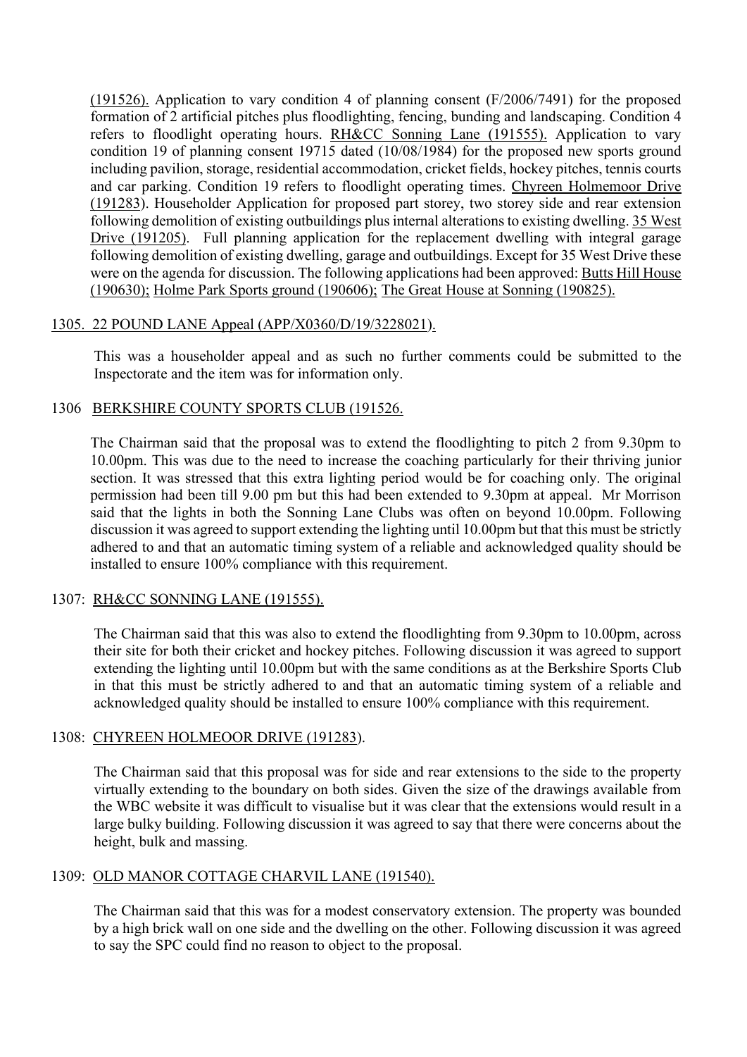(191526). Application to vary condition 4 of planning consent (F/2006/7491) for the proposed formation of 2 artificial pitches plus floodlighting, fencing, bunding and landscaping. Condition 4 refers to floodlight operating hours. RH&CC Sonning Lane (191555). Application to vary condition 19 of planning consent 19715 dated (10/08/1984) for the proposed new sports ground including pavilion, storage, residential accommodation, cricket fields, hockey pitches, tennis courts and car parking. Condition 19 refers to floodlight operating times. Chyreen Holmemoor Drive (191283). Householder Application for proposed part storey, two storey side and rear extension following demolition of existing outbuildings plus internal alterations to existing dwelling. 35 West Drive (191205). Full planning application for the replacement dwelling with integral garage following demolition of existing dwelling, garage and outbuildings. Except for 35 West Drive these were on the agenda for discussion. The following applications had been approved: Butts Hill House (190630); Holme Park Sports ground (190606); The Great House at Sonning (190825).

1305. 22 POUND LANE Appeal (APP/X0360/D/19/3228021).

This was a householder appeal and as such no further comments could be submitted to the Inspectorate and the item was for information only.

1306 BERKSHIRE COUNTY SPORTS CLUB (191526.

The Chairman said that the proposal was to extend the floodlighting to pitch 2 from 9.30pm to 10.00pm. This was due to the need to increase the coaching particularly for their thriving junior section. It was stressed that this extra lighting period would be for coaching only. The original permission had been till 9.00 pm but this had been extended to 9.30pm at appeal. Mr Morrison said that the lights in both the Sonning Lane Clubs was often on beyond 10.00pm. Following discussion it was agreed to support extending the lighting until 10.00pm but that this must be strictly adhered to and that an automatic timing system of a reliable and acknowledged quality should be installed to ensure 100% compliance with this requirement.

1307: RH&CC SONNING LANE (191555).

The Chairman said that this was also to extend the floodlighting from 9.30pm to 10.00pm, across their site for both their cricket and hockey pitches. Following discussion it was agreed to support extending the lighting until 10.00pm but with the same conditions as at the Berkshire Sports Club in that this must be strictly adhered to and that an automatic timing system of a reliable and acknowledged quality should be installed to ensure 100% compliance with this requirement.

1308: CHYREEN HOLMEOOR DRIVE (191283).

The Chairman said that this proposal was for side and rear extensions to the side to the property virtually extending to the boundary on both sides. Given the size of the drawings available from the WBC website it was difficult to visualise but it was clear that the extensions would result in a large bulky building. Following discussion it was agreed to say that there were concerns about the height, bulk and massing.

1309: OLD MANOR COTTAGE CHARVIL LANE (191540).

The Chairman said that this was for a modest conservatory extension. The property was bounded by a high brick wall on one side and the dwelling on the other. Following discussion it was agreed to say the SPC could find no reason to object to the proposal.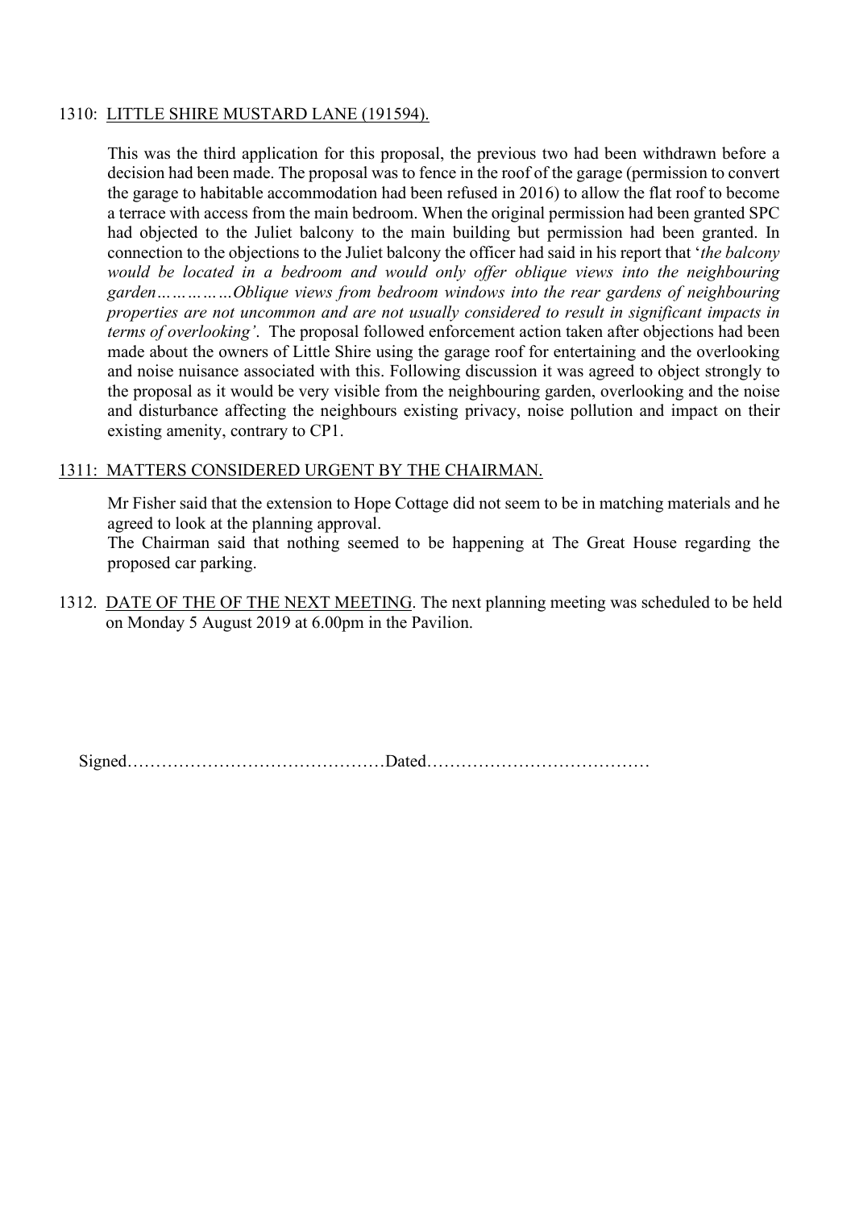1310: <u>LITTLE SHIRE MUSTARD LANE (191594).</u>

This was the third application for this proposal, the previous two had been withdrawn before a decision had been made. The proposal was to fence in the roof of the garage (permission to convert the garage to habitable accommodation had been refused in 2016) to allow the flat roof to become a terrace with access from the main bedroom. When the original permission had been granted SPC had objected to the Juliet balcony to the main building but permission had been granted. In connection to the objections to the Juliet balcony the officer had said in his report that '*the balcony would be located in a bedroom and would only offer oblique views into the neighbouring garden……………Oblique views from bedroom windows into the rear gardens of neighbouring properties are not uncommon and are not usually considered to result in significant impacts in terms of overlooking'*. The proposal followed enforcement action taken after objections had been made about the owners of Little Shire using the garage roof for entertaining and the overlooking and noise nuisance associated with this. Following discussion it was agreed to object strongly to the proposal as it would be very visible from the neighbouring garden, overlooking and the noise and disturbance affecting the neighbours existing privacy, noise pollution and impact on their existing amenity, contrary to CP1.

1311: <u>MATTERS CONSIDERED URGENT BY THE CHAIRMAN.</u>

Mr Fisher said that the extension to Hope Cottage did not seem to be in matching materials and he agreed to look at the planning approval.
The Chairman said that nothing seemed to be happening at The Great House regarding the proposed car parking.

1312. <u>DATE OF THE OF THE NEXT MEETING</u>. The next planning meeting was scheduled to be held on Monday 5 August 2019 at 6.00pm in the Pavilion.

Signed………………………………………Dated…………………………………